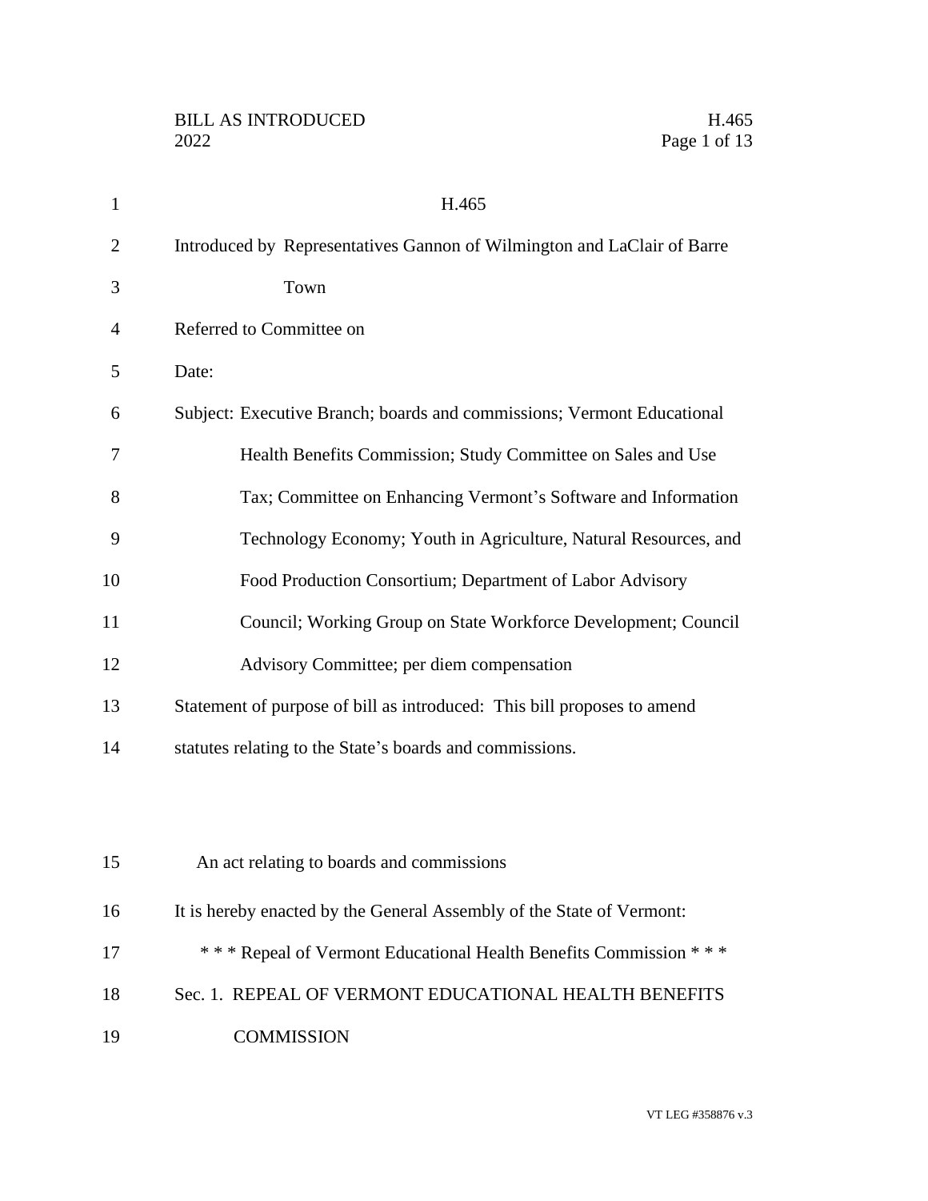H.465

Introduced by Representatives Gannon of Wilmington and LaClair of Barre Town

Referred to Committee on

Date:

Subject: Executive Branch; boards and commissions; Vermont Educational Health Benefits Commission; Study Committee on Sales and Use Tax; Committee on Enhancing Vermont's Software and Information Technology Economy; Youth in Agriculture, Natural Resources, and Food Production Consortium; Department of Labor Advisory Council; Working Group on State Workforce Development; Council Advisory Committee; per diem compensation

Statement of purpose of bill as introduced: This bill proposes to amend statutes relating to the State's boards and commissions.

An act relating to boards and commissions

It is hereby enacted by the General Assembly of the State of Vermont:

\* \* \* Repeal of Vermont Educational Health Benefits Commission \* \* \*

Sec. 1. REPEAL OF VERMONT EDUCATIONAL HEALTH BENEFITS COMMISSION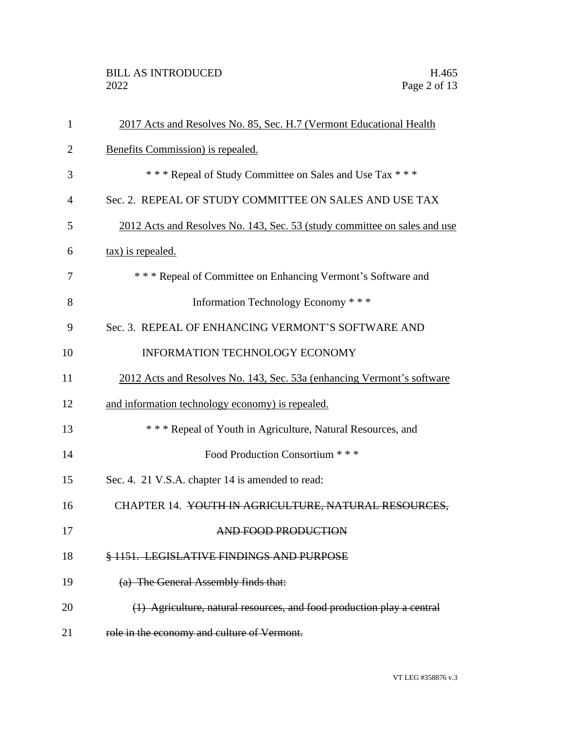2017 Acts and Resolves No. 85, Sec. H.7 (Vermont Educational Health Benefits Commission) is repealed.

\* \* \* Repeal of Study Committee on Sales and Use Tax \* \* \*

Sec. 2. REPEAL OF STUDY COMMITTEE ON SALES AND USE TAX

2012 Acts and Resolves No. 143, Sec. 53 (study committee on sales and use tax) is repealed.

\* \* \* Repeal of Committee on Enhancing Vermont's Software and Information Technology Economy \* \* \*

Sec. 3. REPEAL OF ENHANCING VERMONT'S SOFTWARE AND INFORMATION TECHNOLOGY ECONOMY

2012 Acts and Resolves No. 143, Sec. 53a (enhancing Vermont's software and information technology economy) is repealed.

\* \* \* Repeal of Youth in Agriculture, Natural Resources, and Food Production Consortium \* \* \*

Sec. 4. 21 V.S.A. chapter 14 is amended to read:

CHAPTER 14. ~~YOUTH IN AGRICULTURE, NATURAL RESOURCES, AND FOOD PRODUCTION~~

~~§ 1151. LEGISLATIVE FINDINGS AND PURPOSE~~

~~(a) The General Assembly finds that:~~

~~(1) Agriculture, natural resources, and food production play a central role in the economy and culture of Vermont.~~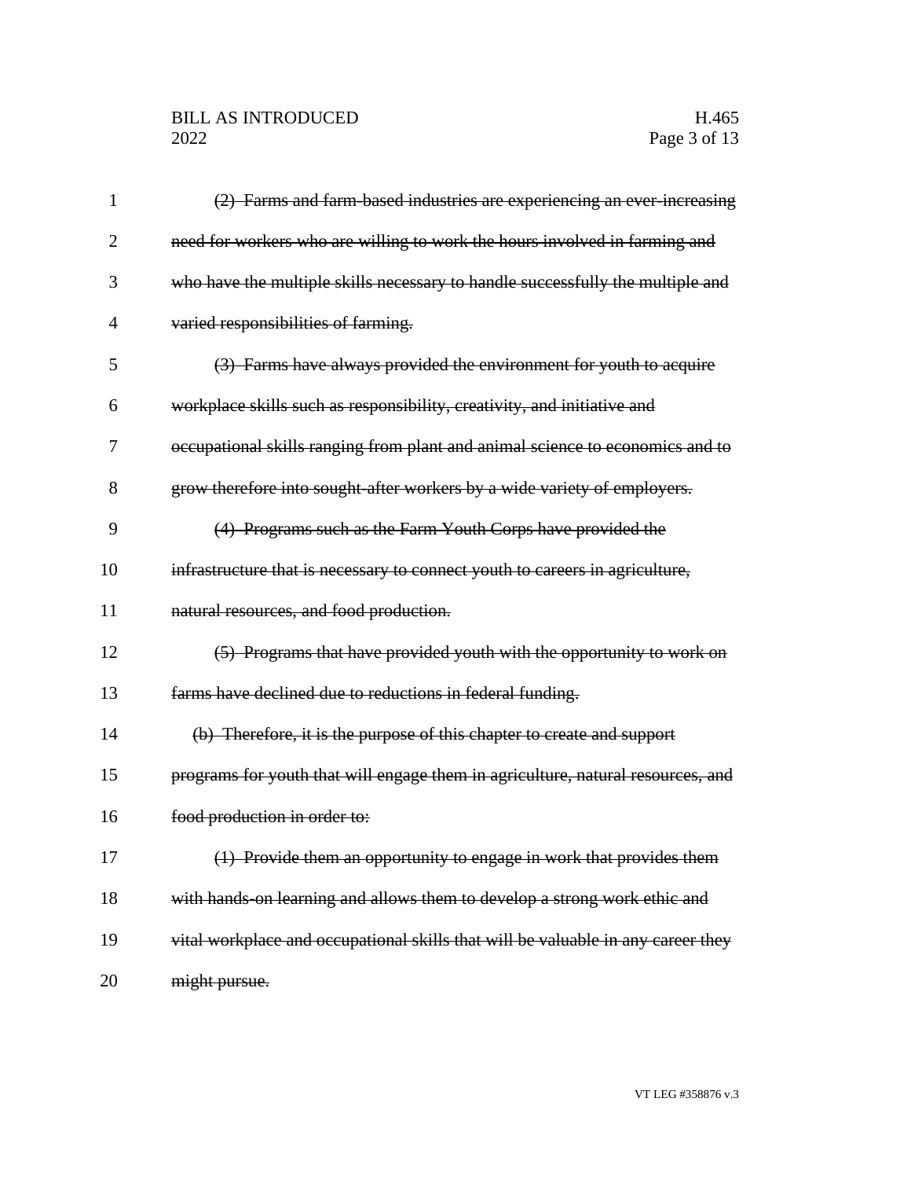~~(2) Farms and farm-based industries are experiencing an ever-increasing need for workers who are willing to work the hours involved in farming and who have the multiple skills necessary to handle successfully the multiple and varied responsibilities of farming.~~

~~(3) Farms have always provided the environment for youth to acquire workplace skills such as responsibility, creativity, and initiative and occupational skills ranging from plant and animal science to economics and to grow therefore into sought-after workers by a wide variety of employers.~~

~~(4) Programs such as the Farm Youth Corps have provided the infrastructure that is necessary to connect youth to careers in agriculture, natural resources, and food production.~~

~~(5) Programs that have provided youth with the opportunity to work on farms have declined due to reductions in federal funding.~~

~~(b) Therefore, it is the purpose of this chapter to create and support programs for youth that will engage them in agriculture, natural resources, and food production in order to:~~

~~(1) Provide them an opportunity to engage in work that provides them with hands-on learning and allows them to develop a strong work ethic and vital workplace and occupational skills that will be valuable in any career they might pursue.~~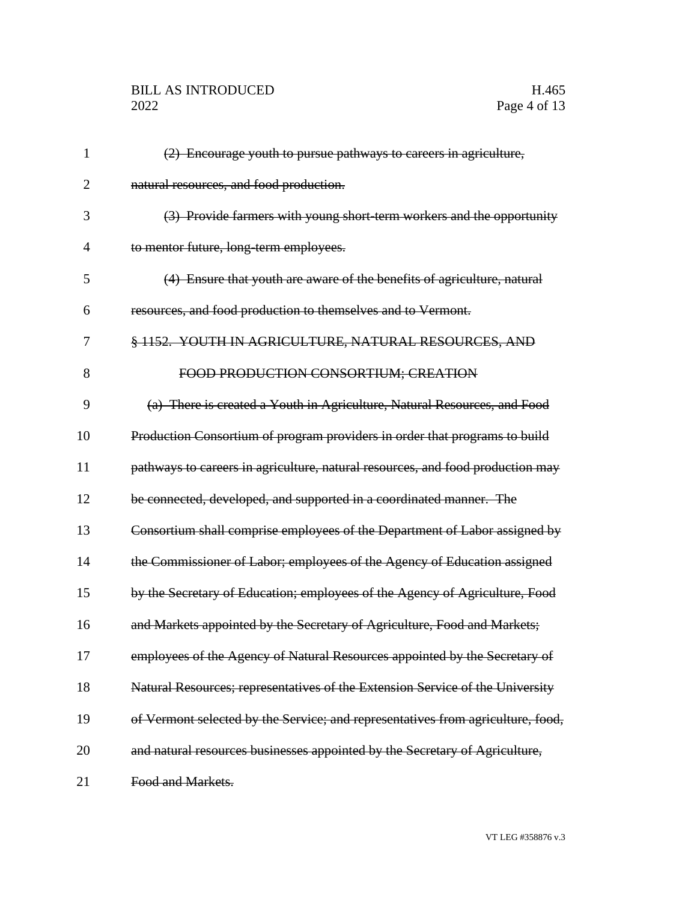~~(2) Encourage youth to pursue pathways to careers in agriculture, natural resources, and food production.~~

~~(3) Provide farmers with young short-term workers and the opportunity to mentor future, long-term employees.~~

~~(4) Ensure that youth are aware of the benefits of agriculture, natural resources, and food production to themselves and to Vermont.~~

~~§ 1152. YOUTH IN AGRICULTURE, NATURAL RESOURCES, AND FOOD PRODUCTION CONSORTIUM; CREATION~~

~~(a) There is created a Youth in Agriculture, Natural Resources, and Food Production Consortium of program providers in order that programs to build pathways to careers in agriculture, natural resources, and food production may be connected, developed, and supported in a coordinated manner. The Consortium shall comprise employees of the Department of Labor assigned by the Commissioner of Labor; employees of the Agency of Education assigned by the Secretary of Education; employees of the Agency of Agriculture, Food and Markets appointed by the Secretary of Agriculture, Food and Markets; employees of the Agency of Natural Resources appointed by the Secretary of Natural Resources; representatives of the Extension Service of the University of Vermont selected by the Service; and representatives from agriculture, food, and natural resources businesses appointed by the Secretary of Agriculture, Food and Markets.~~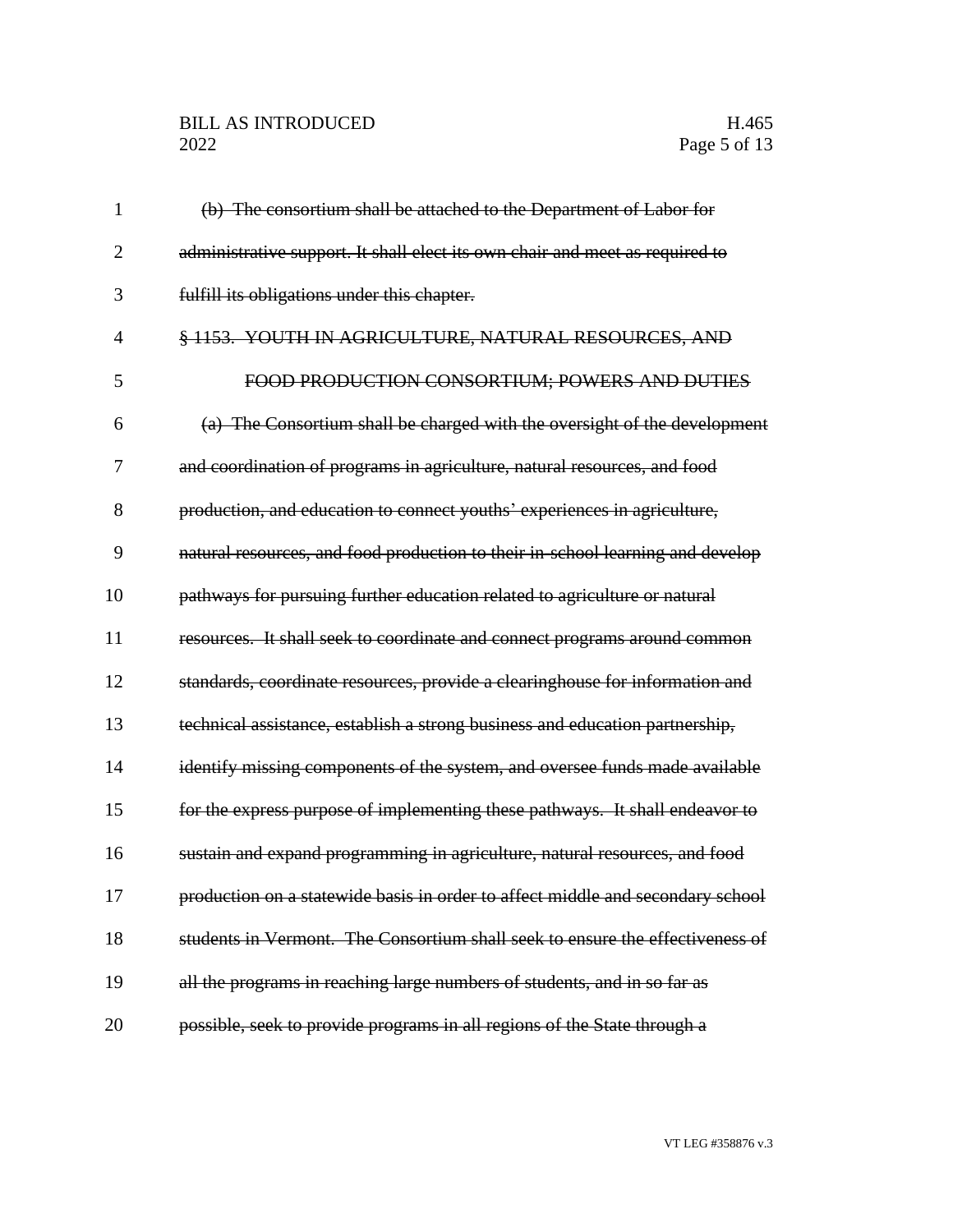~~(b) The consortium shall be attached to the Department of Labor for administrative support. It shall elect its own chair and meet as required to fulfill its obligations under this chapter.~~

~~§ 1153. YOUTH IN AGRICULTURE, NATURAL RESOURCES, AND FOOD PRODUCTION CONSORTIUM; POWERS AND DUTIES~~

~~(a) The Consortium shall be charged with the oversight of the development and coordination of programs in agriculture, natural resources, and food production, and education to connect youths' experiences in agriculture, natural resources, and food production to their in-school learning and develop pathways for pursuing further education related to agriculture or natural resources. It shall seek to coordinate and connect programs around common standards, coordinate resources, provide a clearinghouse for information and technical assistance, establish a strong business and education partnership, identify missing components of the system, and oversee funds made available for the express purpose of implementing these pathways. It shall endeavor to sustain and expand programming in agriculture, natural resources, and food production on a statewide basis in order to affect middle and secondary school students in Vermont. The Consortium shall seek to ensure the effectiveness of all the programs in reaching large numbers of students, and in so far as possible, seek to provide programs in all regions of the State through a~~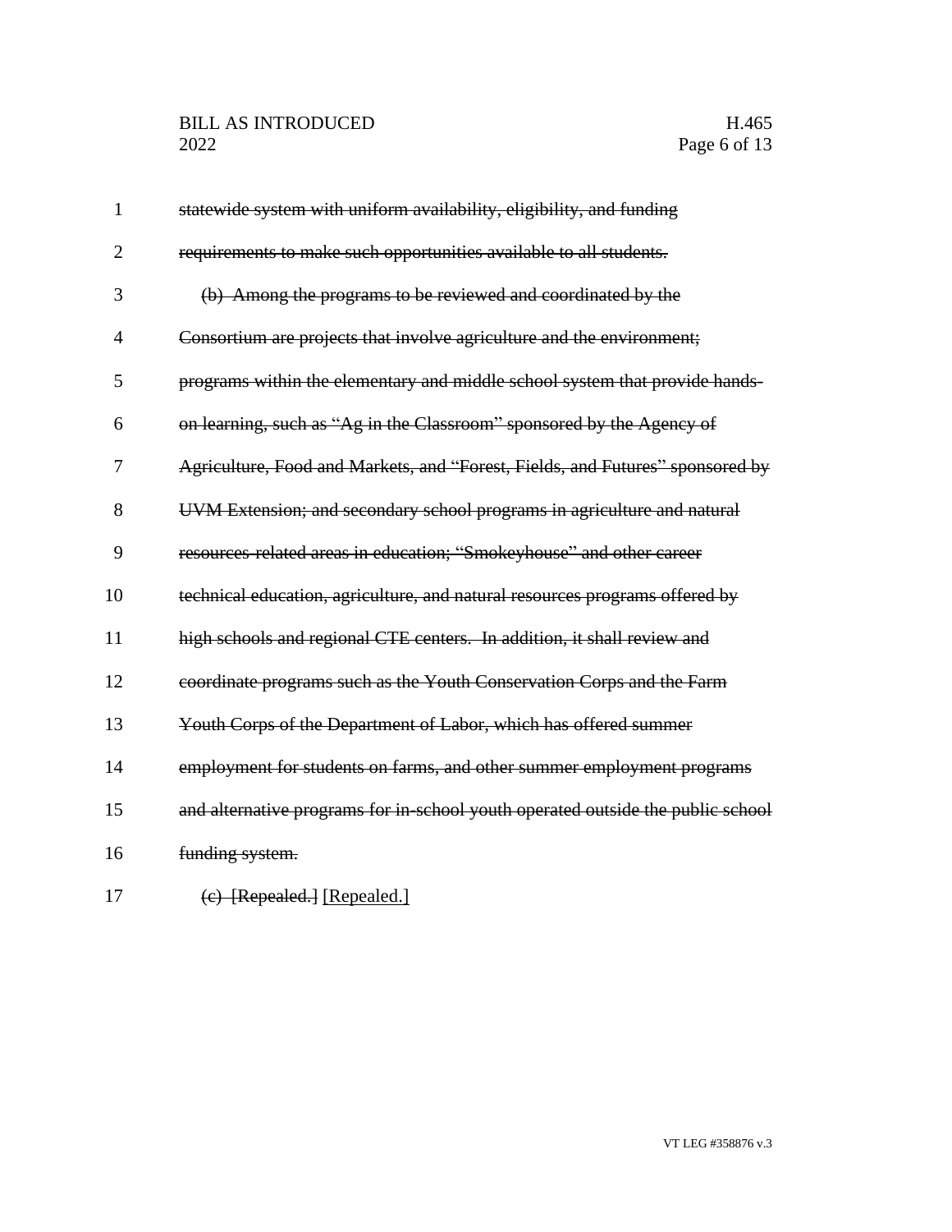~~statewide system with uniform availability, eligibility, and funding requirements to make such opportunities available to all students.~~

~~(b) Among the programs to be reviewed and coordinated by the Consortium are projects that involve agriculture and the environment; programs within the elementary and middle school system that provide hands-on learning, such as "Ag in the Classroom" sponsored by the Agency of Agriculture, Food and Markets, and "Forest, Fields, and Futures" sponsored by UVM Extension; and secondary school programs in agriculture and natural resources-related areas in education; "Smokeyhouse" and other career technical education, agriculture, and natural resources programs offered by high schools and regional CTE centers. In addition, it shall review and coordinate programs such as the Youth Conservation Corps and the Farm Youth Corps of the Department of Labor, which has offered summer employment for students on farms, and other summer employment programs and alternative programs for in-school youth operated outside the public school funding system.~~

~~(c) [Repealed.]~~ [Repealed.]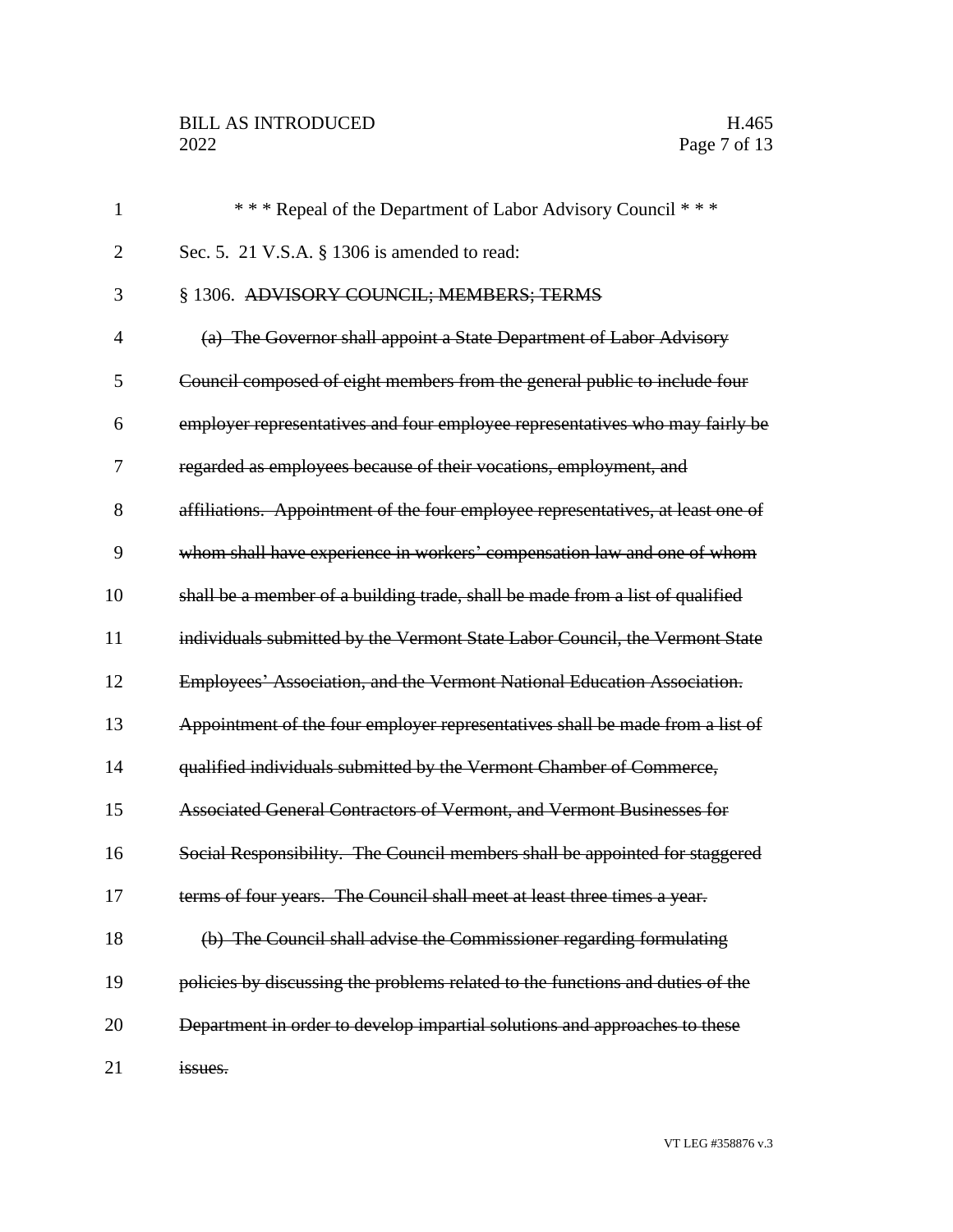\* \* \* Repeal of the Department of Labor Advisory Council \* \* \*

Sec. 5. 21 V.S.A. § 1306 is amended to read:

§ 1306. ~~ADVISORY COUNCIL; MEMBERS; TERMS~~

~~(a) The Governor shall appoint a State Department of Labor Advisory Council composed of eight members from the general public to include four employer representatives and four employee representatives who may fairly be regarded as employees because of their vocations, employment, and affiliations. Appointment of the four employee representatives, at least one of whom shall have experience in workers' compensation law and one of whom shall be a member of a building trade, shall be made from a list of qualified individuals submitted by the Vermont State Labor Council, the Vermont State Employees' Association, and the Vermont National Education Association. Appointment of the four employer representatives shall be made from a list of qualified individuals submitted by the Vermont Chamber of Commerce, Associated General Contractors of Vermont, and Vermont Businesses for Social Responsibility. The Council members shall be appointed for staggered terms of four years. The Council shall meet at least three times a year.~~

~~(b) The Council shall advise the Commissioner regarding formulating policies by discussing the problems related to the functions and duties of the Department in order to develop impartial solutions and approaches to these issues.~~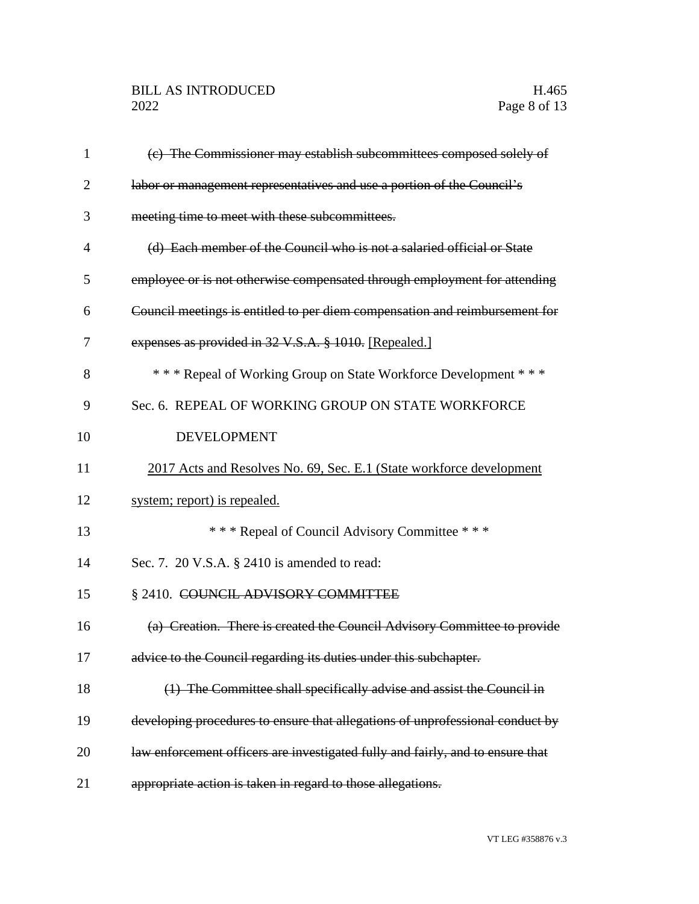~~(c) The Commissioner may establish subcommittees composed solely of labor or management representatives and use a portion of the Council's meeting time to meet with these subcommittees.~~

~~(d) Each member of the Council who is not a salaried official or State employee or is not otherwise compensated through employment for attending Council meetings is entitled to per diem compensation and reimbursement for expenses as provided in 32 V.S.A. § 1010.~~ <u>[Repealed.]</u>

\* \* \* Repeal of Working Group on State Workforce Development \* \* \*

Sec. 6. REPEAL OF WORKING GROUP ON STATE WORKFORCE DEVELOPMENT

<u>2017 Acts and Resolves No. 69, Sec. E.1 (State workforce development system; report) is repealed.</u>

\* \* \* Repeal of Council Advisory Committee \* \* \*

Sec. 7. 20 V.S.A. § 2410 is amended to read:

§ 2410. ~~COUNCIL ADVISORY COMMITTEE~~

~~(a) Creation. There is created the Council Advisory Committee to provide advice to the Council regarding its duties under this subchapter.~~

~~(1) The Committee shall specifically advise and assist the Council in developing procedures to ensure that allegations of unprofessional conduct by law enforcement officers are investigated fully and fairly, and to ensure that appropriate action is taken in regard to those allegations.~~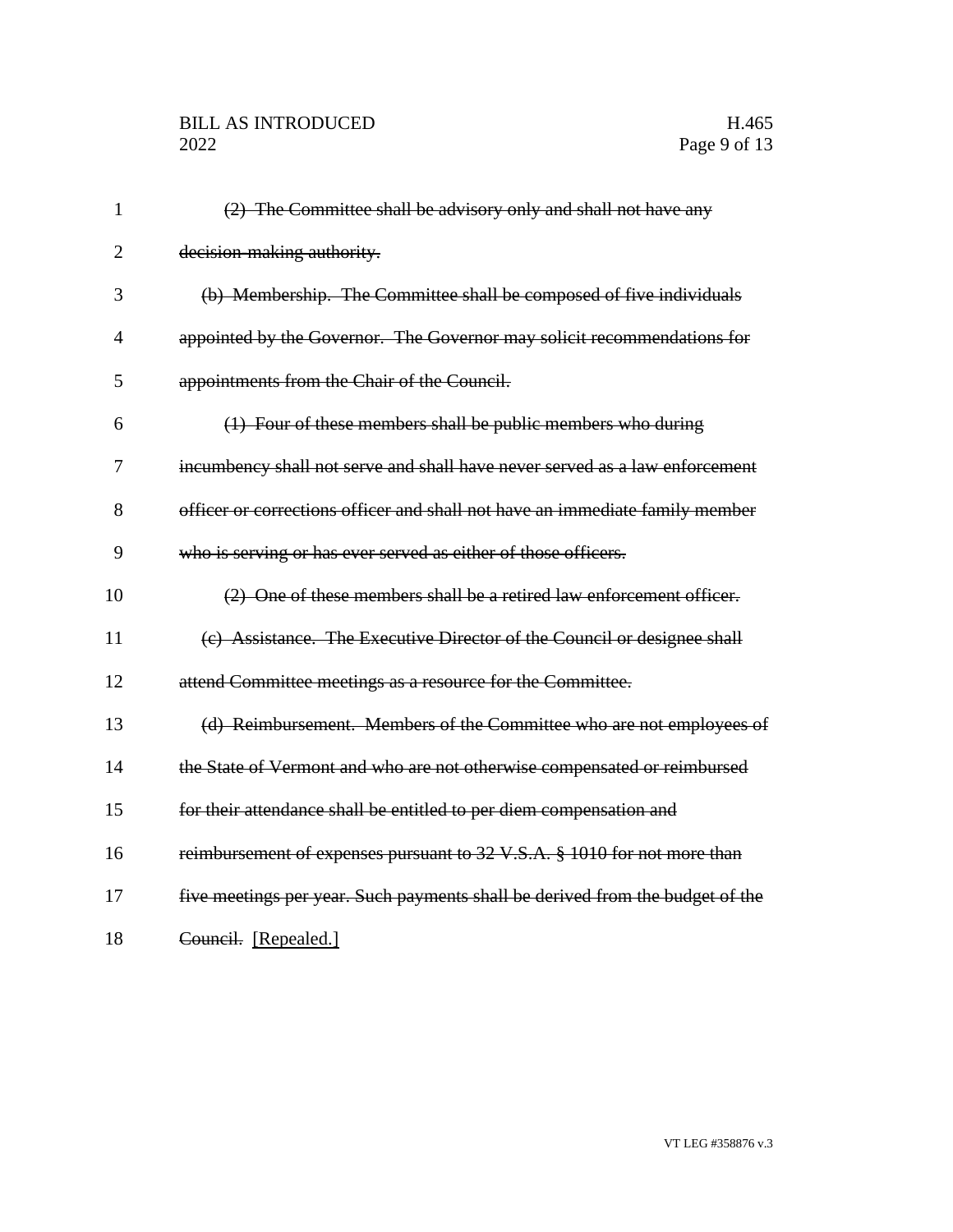~~(2) The Committee shall be advisory only and shall not have any decision-making authority.~~

~~(b) Membership. The Committee shall be composed of five individuals appointed by the Governor. The Governor may solicit recommendations for appointments from the Chair of the Council.~~

~~(1) Four of these members shall be public members who during incumbency shall not serve and shall have never served as a law enforcement officer or corrections officer and shall not have an immediate family member who is serving or has ever served as either of those officers.~~

~~(2) One of these members shall be a retired law enforcement officer.~~

~~(c) Assistance. The Executive Director of the Council or designee shall attend Committee meetings as a resource for the Committee.~~

~~(d) Reimbursement. Members of the Committee who are not employees of the State of Vermont and who are not otherwise compensated or reimbursed for their attendance shall be entitled to per diem compensation and reimbursement of expenses pursuant to 32 V.S.A. § 1010 for not more than five meetings per year. Such payments shall be derived from the budget of the Council.~~ <u>[Repealed.]</u>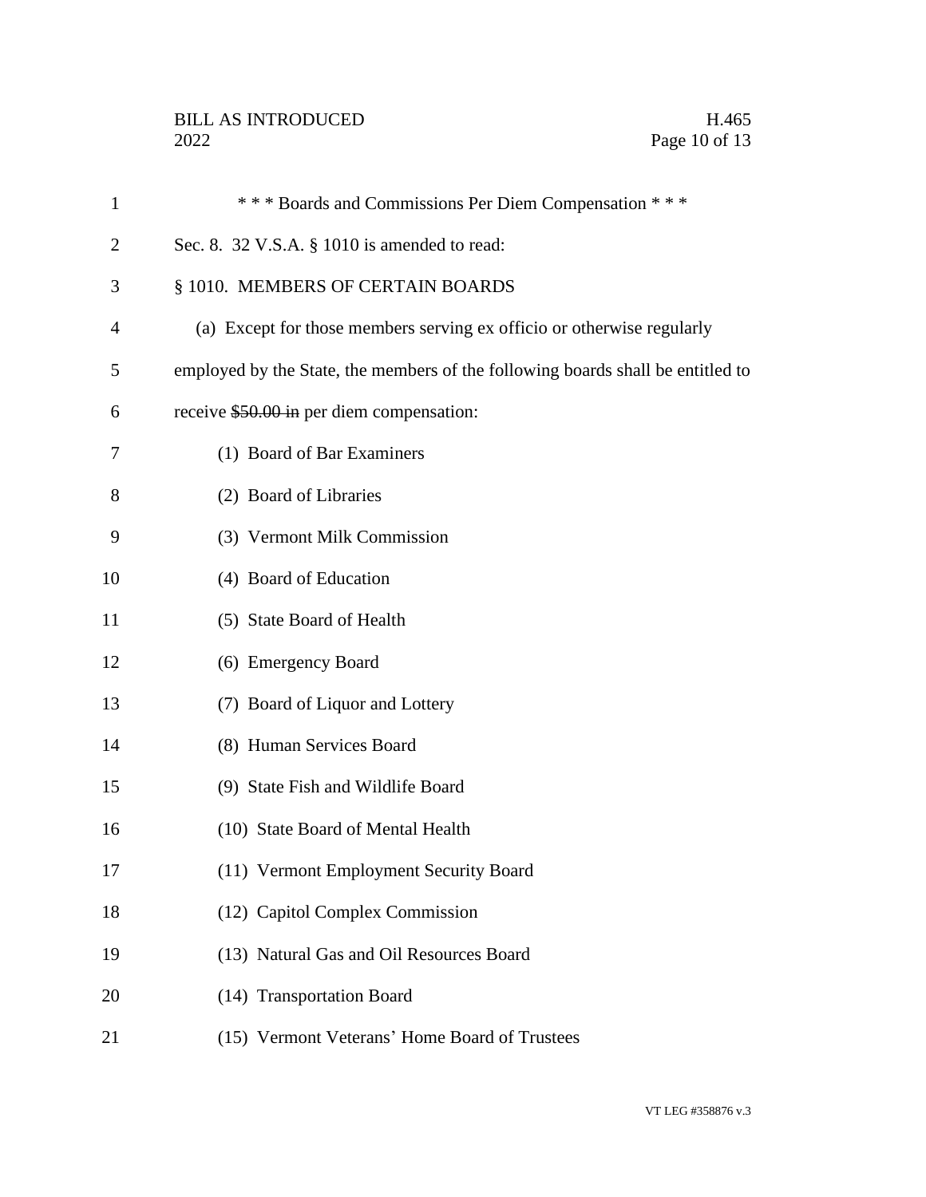\* \* \* Boards and Commissions Per Diem Compensation \* \* \*

Sec. 8. 32 V.S.A. § 1010 is amended to read:

§ 1010. MEMBERS OF CERTAIN BOARDS

(a) Except for those members serving ex officio or otherwise regularly employed by the State, the members of the following boards shall be entitled to receive ~~$50.00 in~~ per diem compensation:

(1) Board of Bar Examiners

(2) Board of Libraries

(3) Vermont Milk Commission

(4) Board of Education

(5) State Board of Health

(6) Emergency Board

(7) Board of Liquor and Lottery

(8) Human Services Board

(9) State Fish and Wildlife Board

(10) State Board of Mental Health

(11) Vermont Employment Security Board

(12) Capitol Complex Commission

(13) Natural Gas and Oil Resources Board

(14) Transportation Board

(15) Vermont Veterans' Home Board of Trustees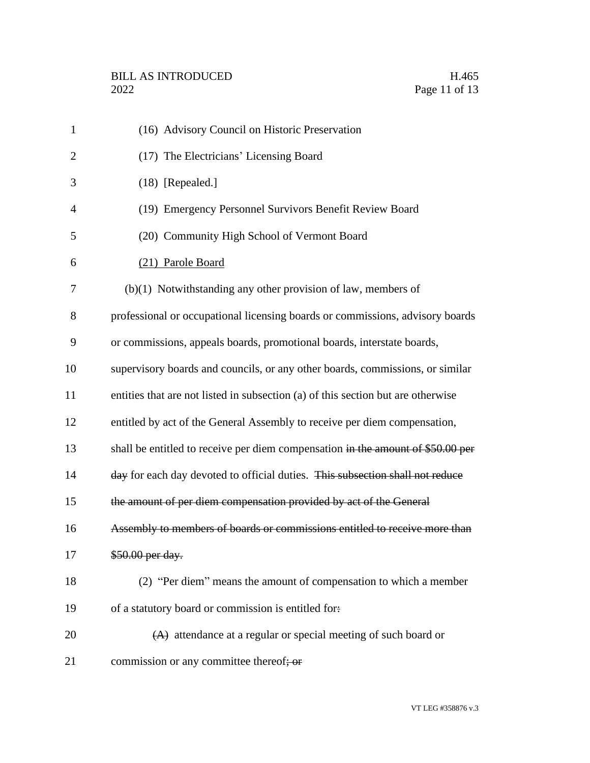(16) Advisory Council on Historic Preservation

(17) The Electricians' Licensing Board

(18) [Repealed.]

(19) Emergency Personnel Survivors Benefit Review Board

(20) Community High School of Vermont Board

<u>(21) Parole Board</u>

(b)(1) Notwithstanding any other provision of law, members of professional or occupational licensing boards or commissions, advisory boards or commissions, appeals boards, promotional boards, interstate boards, supervisory boards and councils, or any other boards, commissions, or similar entities that are not listed in subsection (a) of this section but are otherwise entitled by act of the General Assembly to receive per diem compensation, shall be entitled to receive per diem compensation ~~in the amount of $50.00 per day~~ for each day devoted to official duties. ~~This subsection shall not reduce the amount of per diem compensation provided by act of the General Assembly to members of boards or commissions entitled to receive more than $50.00 per day.~~

(2) "Per diem" means the amount of compensation to which a member of a statutory board or commission is entitled for~~:~~

~~(A)~~ attendance at a regular or special meeting of such board or commission or any committee thereof~~; or~~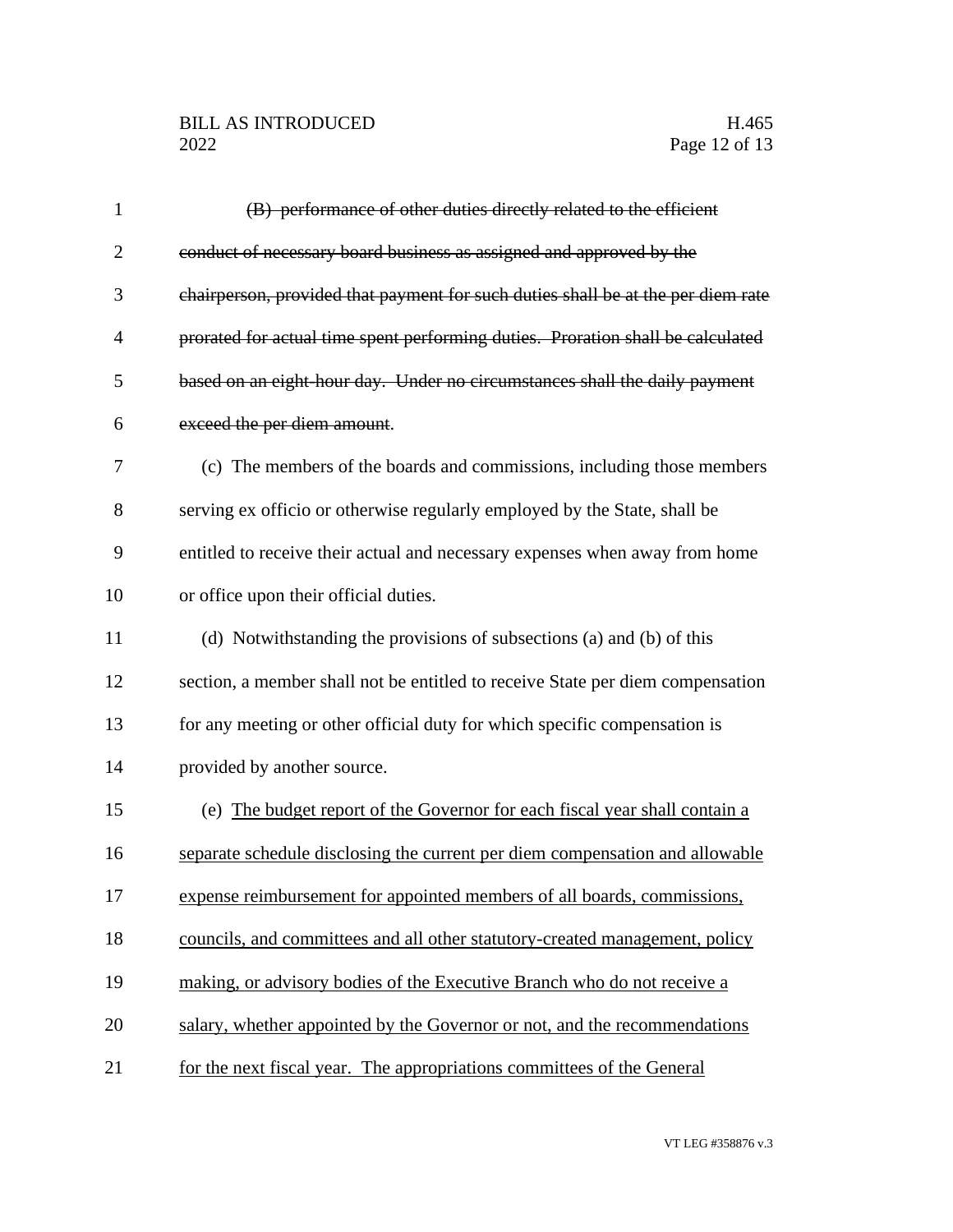~~(B) performance of other duties directly related to the efficient conduct of necessary board business as assigned and approved by the chairperson, provided that payment for such duties shall be at the per diem rate prorated for actual time spent performing duties. Proration shall be calculated based on an eight-hour day. Under no circumstances shall the daily payment exceed the per diem amount~~.

(c) The members of the boards and commissions, including those members serving ex officio or otherwise regularly employed by the State, shall be entitled to receive their actual and necessary expenses when away from home or office upon their official duties.

(d) Notwithstanding the provisions of subsections (a) and (b) of this section, a member shall not be entitled to receive State per diem compensation for any meeting or other official duty for which specific compensation is provided by another source.

(e) <u>The budget report of the Governor for each fiscal year shall contain a separate schedule disclosing the current per diem compensation and allowable expense reimbursement for appointed members of all boards, commissions, councils, and committees and all other statutory-created management, policy making, or advisory bodies of the Executive Branch who do not receive a salary, whether appointed by the Governor or not, and the recommendations for the next fiscal year. The appropriations committees of the General</u>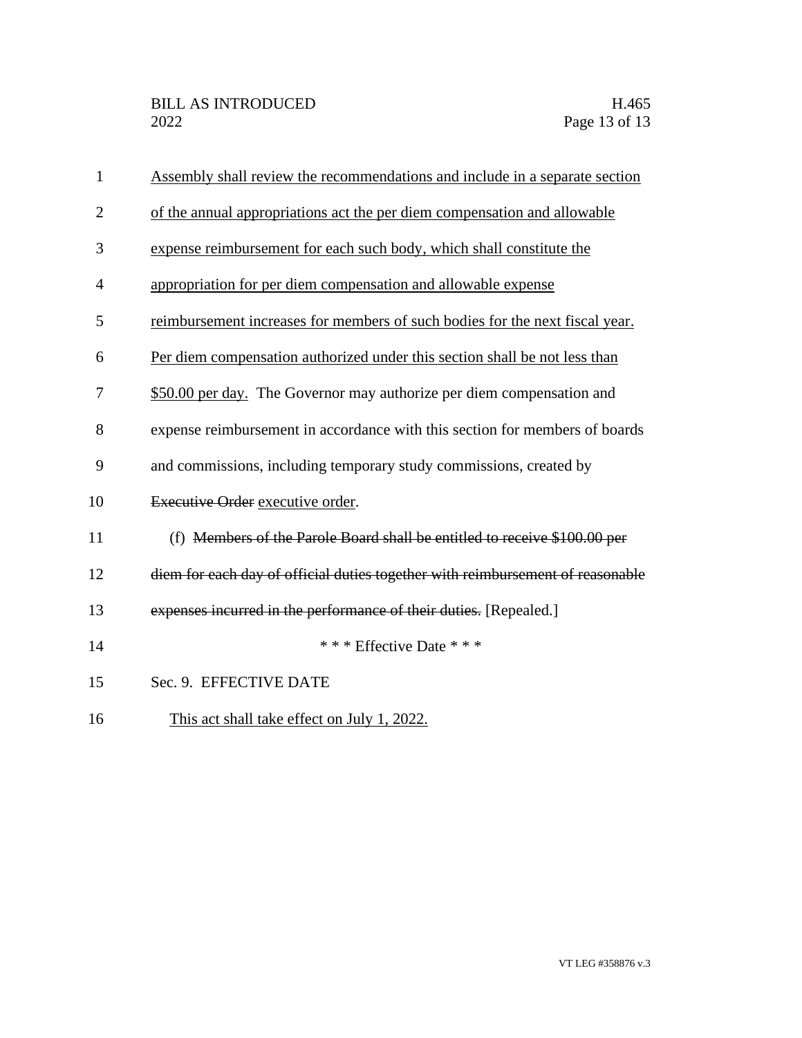Assembly shall review the recommendations and include in a separate section of the annual appropriations act the per diem compensation and allowable expense reimbursement for each such body, which shall constitute the appropriation for per diem compensation and allowable expense reimbursement increases for members of such bodies for the next fiscal year. Per diem compensation authorized under this section shall be not less than $50.00 per day. The Governor may authorize per diem compensation and expense reimbursement in accordance with this section for members of boards and commissions, including temporary study commissions, created by ~~Executive Order~~ executive order.

(f) ~~Members of the Parole Board shall be entitled to receive $100.00 per diem for each day of official duties together with reimbursement of reasonable expenses incurred in the performance of their duties.~~ [Repealed.]

\* \* \* Effective Date \* \* \*

Sec. 9. EFFECTIVE DATE

This act shall take effect on July 1, 2022.